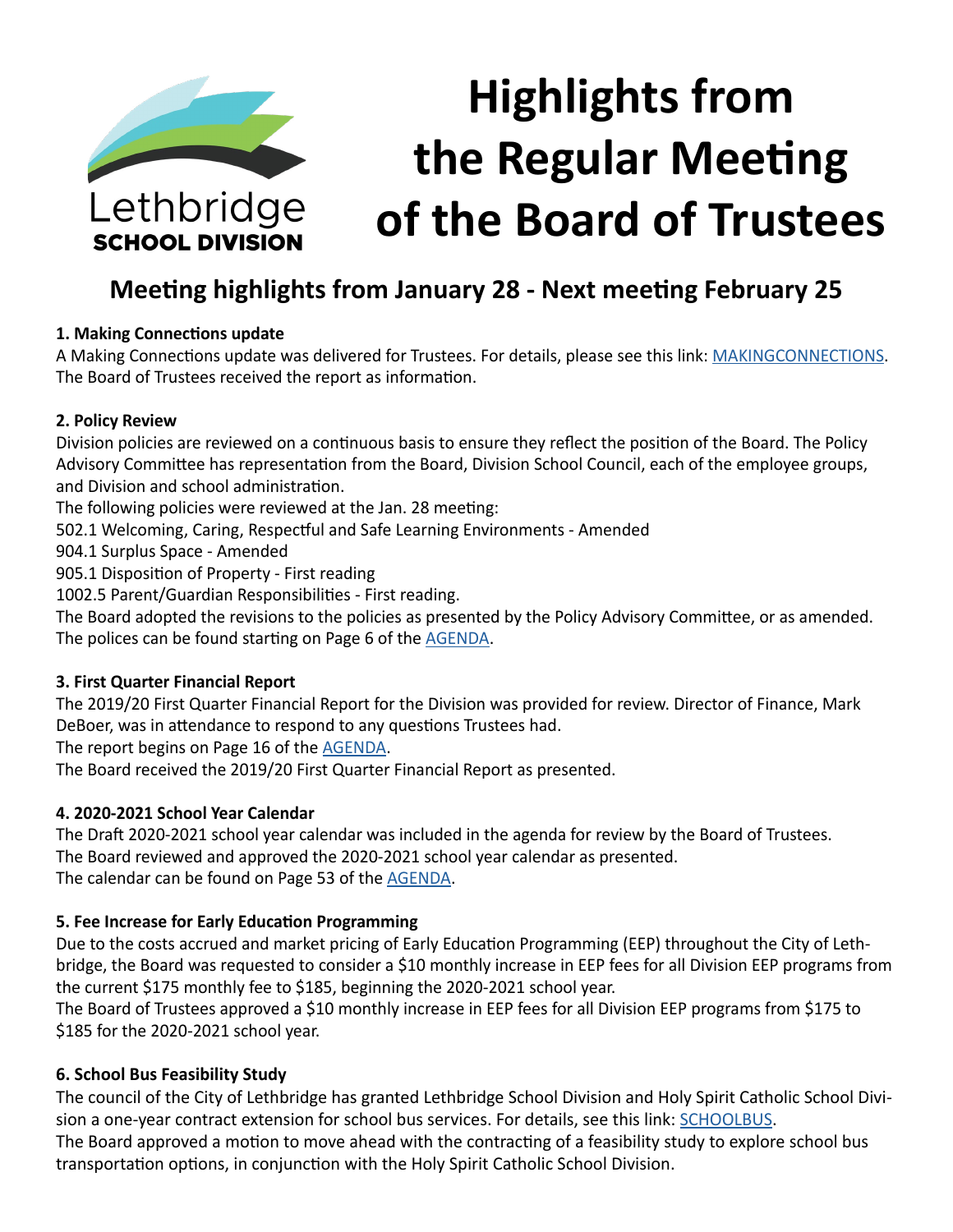Lethbridge SCHOOL DIVISION

# Highlights from the Regular Meeting of the Board of Trustees

## Meeting highlights from January 28 - Next meeting February 25

**1. Making Connections update**

A Making Connections update was delivered for Trustees. For details, please see this link: MAKINGCONNECTIONS. The Board of Trustees received the report as information.

**2. Policy Review**

Division policies are reviewed on a continuous basis to ensure they reflect the position of the Board. The Policy Advisory Committee has representation from the Board, Division School Council, each of the employee groups, and Division and school administration.

The following policies were reviewed at the Jan. 28 meeting:

502.1 Welcoming, Caring, Respectful and Safe Learning Environments - Amended

904.1 Surplus Space - Amended

905.1 Disposition of Property - First reading

1002.5 Parent/Guardian Responsibilities - First reading.

The Board adopted the revisions to the policies as presented by the Policy Advisory Committee, or as amended. The polices can be found starting on Page 6 of the AGENDA.

**3. First Quarter Financial Report**

The 2019/20 First Quarter Financial Report for the Division was provided for review. Director of Finance, Mark DeBoer, was in attendance to respond to any questions Trustees had.

The report begins on Page 16 of the AGENDA.

The Board received the 2019/20 First Quarter Financial Report as presented.

**4. 2020-2021 School Year Calendar**

The Draft 2020-2021 school year calendar was included in the agenda for review by the Board of Trustees.

The Board reviewed and approved the 2020-2021 school year calendar as presented.

The calendar can be found on Page 53 of the AGENDA.

**5. Fee Increase for Early Education Programming**

Due to the costs accrued and market pricing of Early Education Programming (EEP) throughout the City of Lethbridge, the Board was requested to consider a $10 monthly increase in EEP fees for all Division EEP programs from the current $175 monthly fee to $185, beginning the 2020-2021 school year.

The Board of Trustees approved a $10 monthly increase in EEP fees for all Division EEP programs from $175 to $185 for the 2020-2021 school year.

**6. School Bus Feasibility Study**

The council of the City of Lethbridge has granted Lethbridge School Division and Holy Spirit Catholic School Division a one-year contract extension for school bus services. For details, see this link: SCHOOLBUS.

The Board approved a motion to move ahead with the contracting of a feasibility study to explore school bus transportation options, in conjunction with the Holy Spirit Catholic School Division.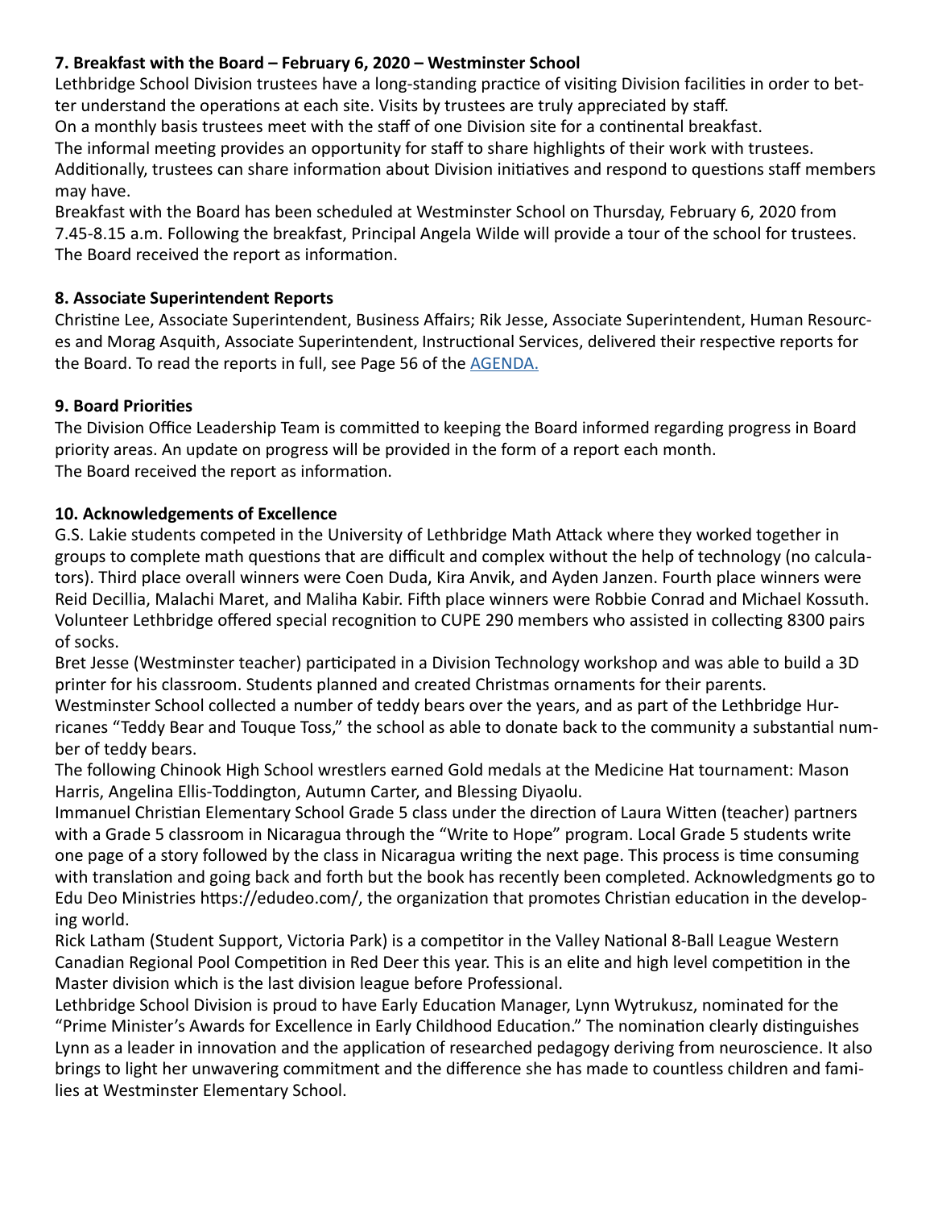**7. Breakfast with the Board – February 6, 2020 – Westminster School**

Lethbridge School Division trustees have a long-standing practice of visiting Division facilities in order to better understand the operations at each site. Visits by trustees are truly appreciated by staff.

On a monthly basis trustees meet with the staff of one Division site for a continental breakfast.

The informal meeting provides an opportunity for staff to share highlights of their work with trustees. Additionally, trustees can share information about Division initiatives and respond to questions staff members may have.

Breakfast with the Board has been scheduled at Westminster School on Thursday, February 6, 2020 from 7.45-8.15 a.m. Following the breakfast, Principal Angela Wilde will provide a tour of the school for trustees. The Board received the report as information.

**8. Associate Superintendent Reports**

Christine Lee, Associate Superintendent, Business Affairs; Rik Jesse, Associate Superintendent, Human Resources and Morag Asquith, Associate Superintendent, Instructional Services, delivered their respective reports for the Board. To read the reports in full, see Page 56 of the AGENDA.

**9. Board Priorities**

The Division Office Leadership Team is committed to keeping the Board informed regarding progress in Board priority areas. An update on progress will be provided in the form of a report each month.

The Board received the report as information.

**10. Acknowledgements of Excellence**

G.S. Lakie students competed in the University of Lethbridge Math Attack where they worked together in groups to complete math questions that are difficult and complex without the help of technology (no calculators). Third place overall winners were Coen Duda, Kira Anvik, and Ayden Janzen. Fourth place winners were Reid Decillia, Malachi Maret, and Maliha Kabir. Fifth place winners were Robbie Conrad and Michael Kossuth.

Volunteer Lethbridge offered special recognition to CUPE 290 members who assisted in collecting 8300 pairs of socks.

Bret Jesse (Westminster teacher) participated in a Division Technology workshop and was able to build a 3D printer for his classroom. Students planned and created Christmas ornaments for their parents.

Westminster School collected a number of teddy bears over the years, and as part of the Lethbridge Hurricanes "Teddy Bear and Touque Toss," the school as able to donate back to the community a substantial number of teddy bears.

The following Chinook High School wrestlers earned Gold medals at the Medicine Hat tournament: Mason Harris, Angelina Ellis-Toddington, Autumn Carter, and Blessing Diyaolu.

Immanuel Christian Elementary School Grade 5 class under the direction of Laura Witten (teacher) partners with a Grade 5 classroom in Nicaragua through the "Write to Hope" program. Local Grade 5 students write one page of a story followed by the class in Nicaragua writing the next page. This process is time consuming with translation and going back and forth but the book has recently been completed. Acknowledgments go to Edu Deo Ministries https://edudeo.com/, the organization that promotes Christian education in the developing world.

Rick Latham (Student Support, Victoria Park) is a competitor in the Valley National 8-Ball League Western Canadian Regional Pool Competition in Red Deer this year. This is an elite and high level competition in the Master division which is the last division league before Professional.

Lethbridge School Division is proud to have Early Education Manager, Lynn Wytrukusz, nominated for the "Prime Minister's Awards for Excellence in Early Childhood Education." The nomination clearly distinguishes Lynn as a leader in innovation and the application of researched pedagogy deriving from neuroscience. It also brings to light her unwavering commitment and the difference she has made to countless children and families at Westminster Elementary School.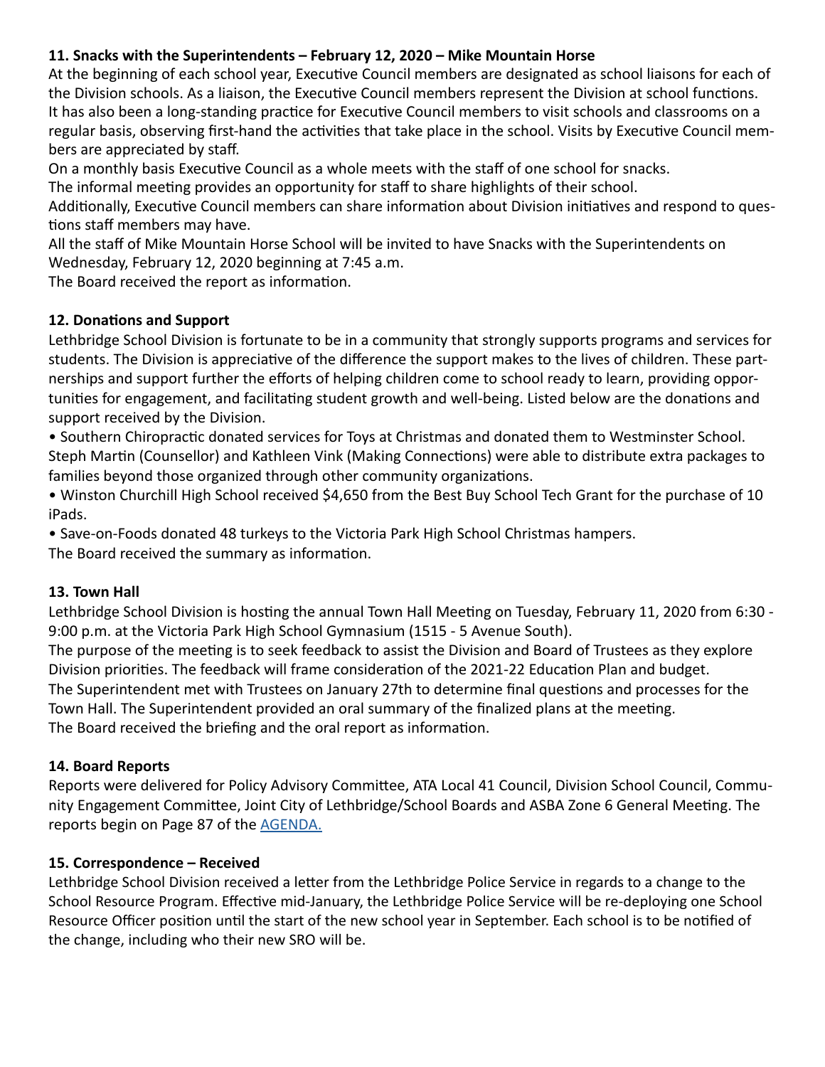**11. Snacks with the Superintendents – February 12, 2020 – Mike Mountain Horse**

At the beginning of each school year, Executive Council members are designated as school liaisons for each of the Division schools. As a liaison, the Executive Council members represent the Division at school functions. It has also been a long-standing practice for Executive Council members to visit schools and classrooms on a regular basis, observing first-hand the activities that take place in the school. Visits by Executive Council members are appreciated by staff.

On a monthly basis Executive Council as a whole meets with the staff of one school for snacks.

The informal meeting provides an opportunity for staff to share highlights of their school.

Additionally, Executive Council members can share information about Division initiatives and respond to questions staff members may have.

All the staff of Mike Mountain Horse School will be invited to have Snacks with the Superintendents on Wednesday, February 12, 2020 beginning at 7:45 a.m.

The Board received the report as information.

**12. Donations and Support**

Lethbridge School Division is fortunate to be in a community that strongly supports programs and services for students. The Division is appreciative of the difference the support makes to the lives of children. These partnerships and support further the efforts of helping children come to school ready to learn, providing opportunities for engagement, and facilitating student growth and well-being. Listed below are the donations and support received by the Division.

- Southern Chiropractic donated services for Toys at Christmas and donated them to Westminster School. Steph Martin (Counsellor) and Kathleen Vink (Making Connections) were able to distribute extra packages to families beyond those organized through other community organizations.
- Winston Churchill High School received $4,650 from the Best Buy School Tech Grant for the purchase of 10 iPads.
- Save-on-Foods donated 48 turkeys to the Victoria Park High School Christmas hampers.

The Board received the summary as information.

**13. Town Hall**

Lethbridge School Division is hosting the annual Town Hall Meeting on Tuesday, February 11, 2020 from 6:30 - 9:00 p.m. at the Victoria Park High School Gymnasium (1515 - 5 Avenue South).

The purpose of the meeting is to seek feedback to assist the Division and Board of Trustees as they explore Division priorities. The feedback will frame consideration of the 2021-22 Education Plan and budget.

The Superintendent met with Trustees on January 27th to determine final questions and processes for the Town Hall. The Superintendent provided an oral summary of the finalized plans at the meeting.

The Board received the briefing and the oral report as information.

**14. Board Reports**

Reports were delivered for Policy Advisory Committee, ATA Local 41 Council, Division School Council, Community Engagement Committee, Joint City of Lethbridge/School Boards and ASBA Zone 6 General Meeting. The reports begin on Page 87 of the AGENDA.

**15. Correspondence – Received**

Lethbridge School Division received a letter from the Lethbridge Police Service in regards to a change to the School Resource Program. Effective mid-January, the Lethbridge Police Service will be re-deploying one School Resource Officer position until the start of the new school year in September. Each school is to be notified of the change, including who their new SRO will be.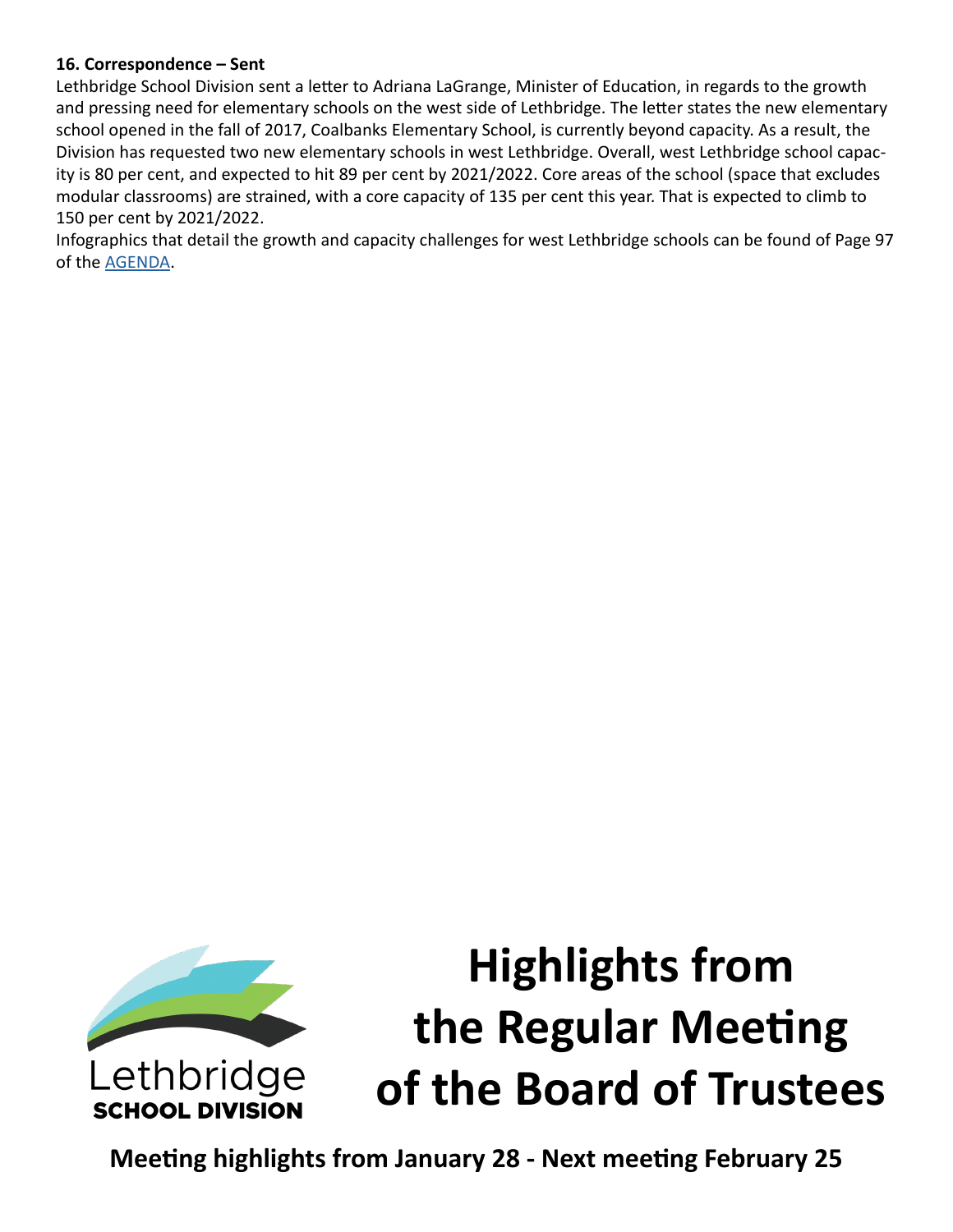**16. Correspondence – Sent**

Lethbridge School Division sent a letter to Adriana LaGrange, Minister of Education, in regards to the growth and pressing need for elementary schools on the west side of Lethbridge. The letter states the new elementary school opened in the fall of 2017, Coalbanks Elementary School, is currently beyond capacity. As a result, the Division has requested two new elementary schools in west Lethbridge. Overall, west Lethbridge school capacity is 80 per cent, and expected to hit 89 per cent by 2021/2022. Core areas of the school (space that excludes modular classrooms) are strained, with a core capacity of 135 per cent this year. That is expected to climb to 150 per cent by 2021/2022.

Infographics that detail the growth and capacity challenges for west Lethbridge schools can be found of Page 97 of the AGENDA.

Lethbridge
SCHOOL DIVISION

# Highlights from the Regular Meeting of the Board of Trustees

**Meeting highlights from January 28 - Next meeting February 25**